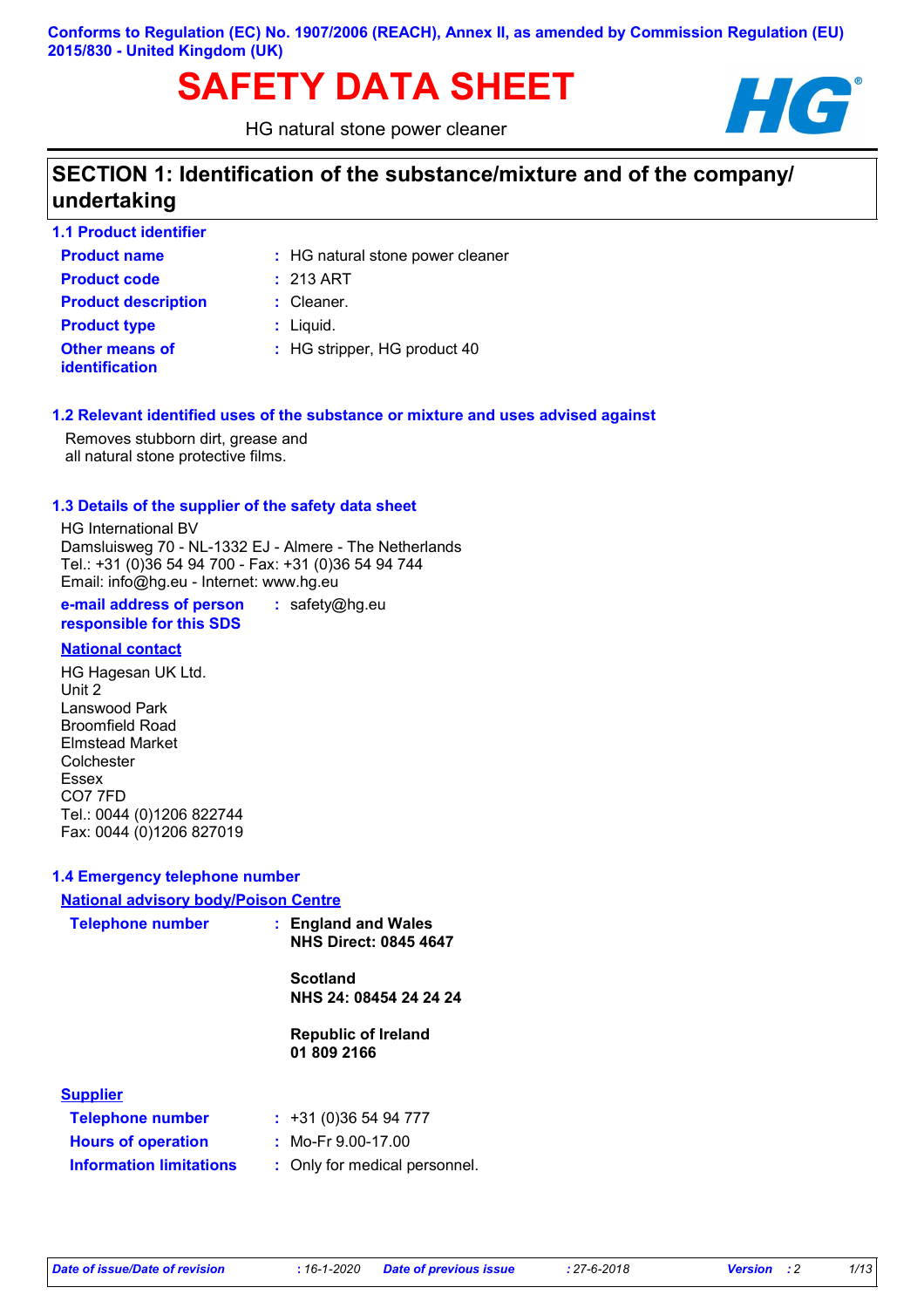Conforms to Regulation (EC) No. 1907/2006 (REACH), Annex II, as amended by Commission Regulation (EU) 2015/830 - United Kingdom (UK)

# SAFETY DATA SHEET

HG natural stone power cleaner

## SECTION 1: Identification of the substance/mixture and of the company/ undertaking

### 1.1 Product identifier

| | |
|---|---|
| **Product name** | : HG natural stone power cleaner |
| **Product code** | : 213 ART |
| **Product description** | : Cleaner. |
| **Product type** | : Liquid. |
| **Other means of identification** | : HG stripper, HG product 40 |

### 1.2 Relevant identified uses of the substance or mixture and uses advised against

Removes stubborn dirt, grease and all natural stone protective films.

### 1.3 Details of the supplier of the safety data sheet

HG International BV
Damsluisweg 70 - NL-1332 EJ - Almere - The Netherlands
Tel.: +31 (0)36 54 94 700 - Fax: +31 (0)36 54 94 744
Email: info@hg.eu - Internet: www.hg.eu

**e-mail address of person responsible for this SDS** : safety@hg.eu

**National contact**

HG Hagesan UK Ltd.
Unit 2
Lanswood Park
Broomfield Road
Elmstead Market
Colchester
Essex
CO7 7FD
Tel.: 0044 (0)1206 822744
Fax: 0044 (0)1206 827019

### 1.4 Emergency telephone number

**National advisory body/Poison Centre**

**Telephone number** :

**England and Wales**
**NHS Direct: 0845 4647**

**Scotland**
**NHS 24: 08454 24 24 24**

**Republic of Ireland**
**01 809 2166**

**Supplier**

| | |
|---|---|
| **Telephone number** | : +31 (0)36 54 94 777 |
| **Hours of operation** | : Mo-Fr 9.00-17.00 |
| **Information limitations** | : Only for medical personnel. |

*Date of issue/Date of revision* : 16-1-2020 *Date of previous issue* : 27-6-2018 *Version* : 2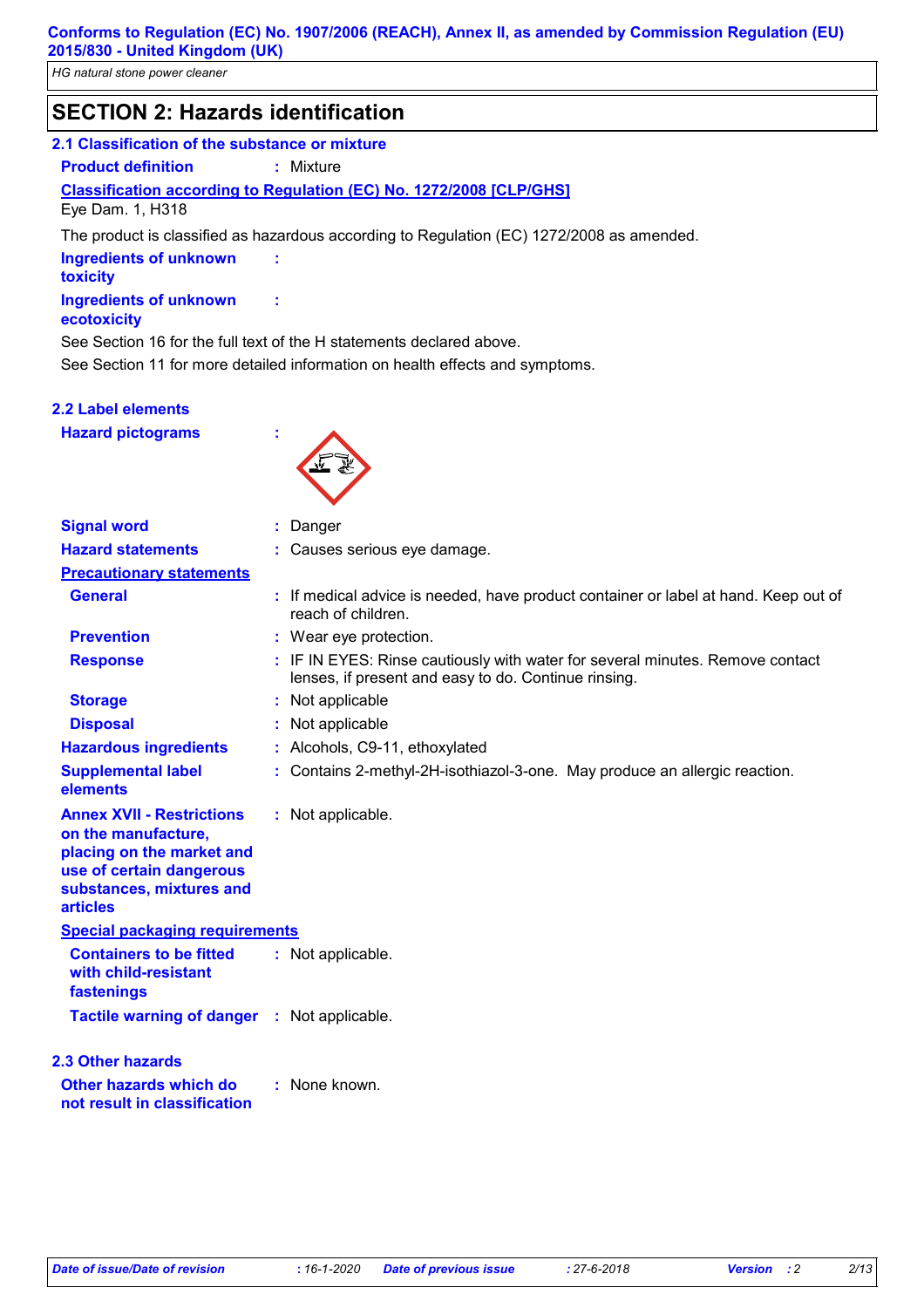## SECTION 2: Hazards identification

### 2.1 Classification of the substance or mixture

**Product definition** : Mixture

**Classification according to Regulation (EC) No. 1272/2008 [CLP/GHS]**

Eye Dam. 1, H318

The product is classified as hazardous according to Regulation (EC) 1272/2008 as amended.

**Ingredients of unknown toxicity** :

**Ingredients of unknown ecotoxicity** :

See Section 16 for the full text of the H statements declared above.

See Section 11 for more detailed information on health effects and symptoms.

### 2.2 Label elements

**Hazard pictograms** :

**Signal word** : Danger

**Hazard statements** : Causes serious eye damage.

**Precautionary statements**

**General** : If medical advice is needed, have product container or label at hand. Keep out of reach of children.

**Prevention** : Wear eye protection.

**Response** : IF IN EYES: Rinse cautiously with water for several minutes. Remove contact lenses, if present and easy to do. Continue rinsing.

**Storage** : Not applicable

**Disposal** : Not applicable

**Hazardous ingredients** : Alcohols, C9-11, ethoxylated

**Supplemental label elements** : Contains 2-methyl-2H-isothiazol-3-one. May produce an allergic reaction.

**Annex XVII - Restrictions on the manufacture, placing on the market and use of certain dangerous substances, mixtures and articles** : Not applicable.

**Special packaging requirements**

**Containers to be fitted with child-resistant fastenings** : Not applicable.

**Tactile warning of danger** : Not applicable.

### 2.3 Other hazards

**Other hazards which do not result in classification** : None known.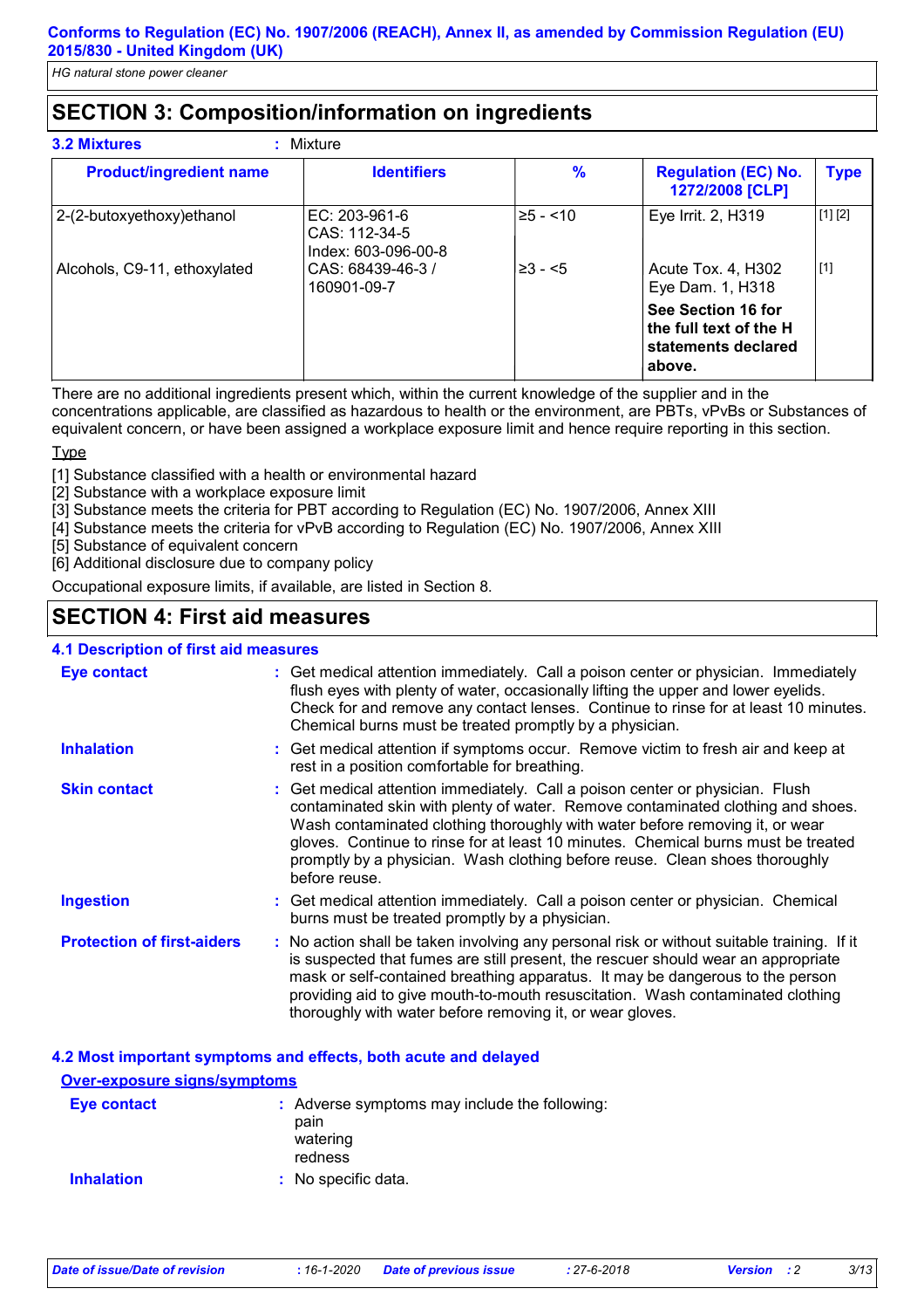## SECTION 3: Composition/information on ingredients

**3.2 Mixtures** : Mixture

| Product/ingredient name | Identifiers | % | Regulation (EC) No. 1272/2008 [CLP] | Type |
|---|---|---|---|---|
| 2-(2-butoxyethoxy)ethanol | EC: 203-961-6<br>CAS: 112-34-5<br>Index: 603-096-00-8 | ≥5 - <10 | Eye Irrit. 2, H319 | [1] [2] |
| Alcohols, C9-11, ethoxylated | CAS: 68439-46-3 / 160901-09-7 | ≥3 - <5 | Acute Tox. 4, H302<br>Eye Dam. 1, H318 | [1] |
| | | | **See Section 16 for the full text of the H statements declared above.** | |

There are no additional ingredients present which, within the current knowledge of the supplier and in the concentrations applicable, are classified as hazardous to health or the environment, are PBTs, vPvBs or Substances of equivalent concern, or have been assigned a workplace exposure limit and hence require reporting in this section.

Type

[1] Substance classified with a health or environmental hazard
[2] Substance with a workplace exposure limit
[3] Substance meets the criteria for PBT according to Regulation (EC) No. 1907/2006, Annex XIII
[4] Substance meets the criteria for vPvB according to Regulation (EC) No. 1907/2006, Annex XIII
[5] Substance of equivalent concern
[6] Additional disclosure due to company policy

Occupational exposure limits, if available, are listed in Section 8.

## SECTION 4: First aid measures

### 4.1 Description of first aid measures

**Eye contact** : Get medical attention immediately. Call a poison center or physician. Immediately flush eyes with plenty of water, occasionally lifting the upper and lower eyelids. Check for and remove any contact lenses. Continue to rinse for at least 10 minutes. Chemical burns must be treated promptly by a physician.

**Inhalation** : Get medical attention if symptoms occur. Remove victim to fresh air and keep at rest in a position comfortable for breathing.

**Skin contact** : Get medical attention immediately. Call a poison center or physician. Flush contaminated skin with plenty of water. Remove contaminated clothing and shoes. Wash contaminated clothing thoroughly with water before removing it, or wear gloves. Continue to rinse for at least 10 minutes. Chemical burns must be treated promptly by a physician. Wash clothing before reuse. Clean shoes thoroughly before reuse.

**Ingestion** : Get medical attention immediately. Call a poison center or physician. Chemical burns must be treated promptly by a physician.

**Protection of first-aiders** : No action shall be taken involving any personal risk or without suitable training. If it is suspected that fumes are still present, the rescuer should wear an appropriate mask or self-contained breathing apparatus. It may be dangerous to the person providing aid to give mouth-to-mouth resuscitation. Wash contaminated clothing thoroughly with water before removing it, or wear gloves.

### 4.2 Most important symptoms and effects, both acute and delayed

**Over-exposure signs/symptoms**

**Eye contact** : Adverse symptoms may include the following:
pain
watering
redness

**Inhalation** : No specific data.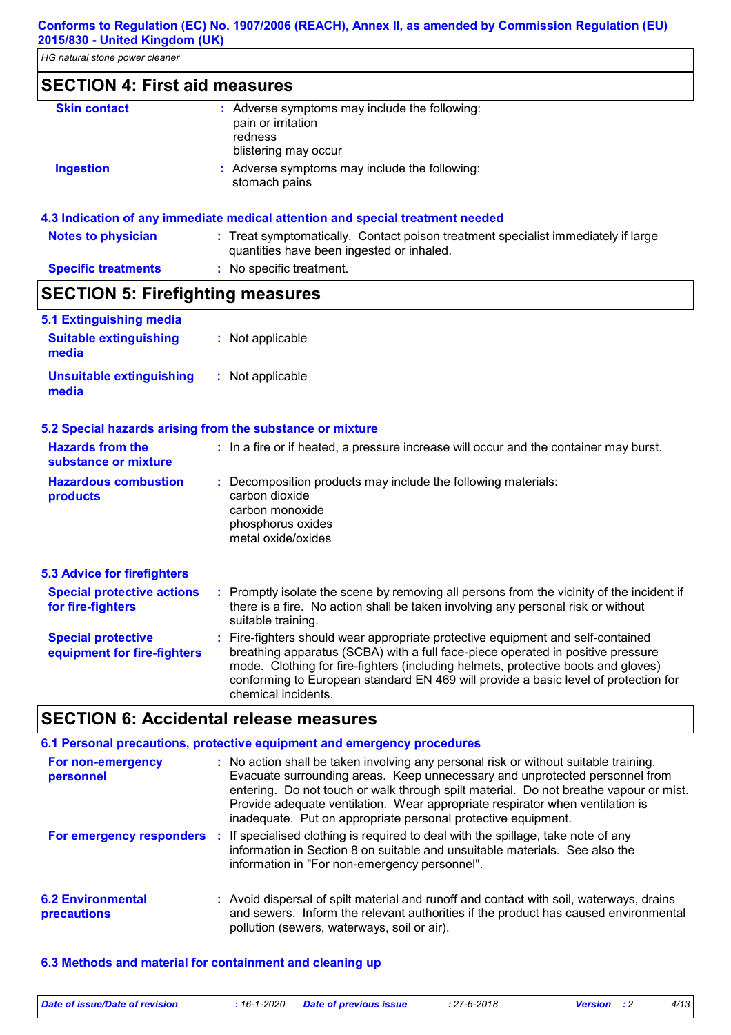## SECTION 4: First aid measures

**Skin contact** : Adverse symptoms may include the following:
pain or irritation
redness
blistering may occur

**Ingestion** : Adverse symptoms may include the following:
stomach pains

### 4.3 Indication of any immediate medical attention and special treatment needed

**Notes to physician** : Treat symptomatically. Contact poison treatment specialist immediately if large quantities have been ingested or inhaled.

**Specific treatments** : No specific treatment.

## SECTION 5: Firefighting measures

### 5.1 Extinguishing media

**Suitable extinguishing media** : Not applicable

**Unsuitable extinguishing media** : Not applicable

### 5.2 Special hazards arising from the substance or mixture

**Hazards from the substance or mixture** : In a fire or if heated, a pressure increase will occur and the container may burst.

**Hazardous combustion products** : Decomposition products may include the following materials:
carbon dioxide
carbon monoxide
phosphorus oxides
metal oxide/oxides

### 5.3 Advice for firefighters

**Special protective actions for fire-fighters** : Promptly isolate the scene by removing all persons from the vicinity of the incident if there is a fire. No action shall be taken involving any personal risk or without suitable training.

**Special protective equipment for fire-fighters** : Fire-fighters should wear appropriate protective equipment and self-contained breathing apparatus (SCBA) with a full face-piece operated in positive pressure mode. Clothing for fire-fighters (including helmets, protective boots and gloves) conforming to European standard EN 469 will provide a basic level of protection for chemical incidents.

## SECTION 6: Accidental release measures

### 6.1 Personal precautions, protective equipment and emergency procedures

**For non-emergency personnel** : No action shall be taken involving any personal risk or without suitable training. Evacuate surrounding areas. Keep unnecessary and unprotected personnel from entering. Do not touch or walk through spilt material. Do not breathe vapour or mist. Provide adequate ventilation. Wear appropriate respirator when ventilation is inadequate. Put on appropriate personal protective equipment.

**For emergency responders** : If specialised clothing is required to deal with the spillage, take note of any information in Section 8 on suitable and unsuitable materials. See also the information in "For non-emergency personnel".

**6.2 Environmental precautions** : Avoid dispersal of spilt material and runoff and contact with soil, waterways, drains and sewers. Inform the relevant authorities if the product has caused environmental pollution (sewers, waterways, soil or air).

### 6.3 Methods and material for containment and cleaning up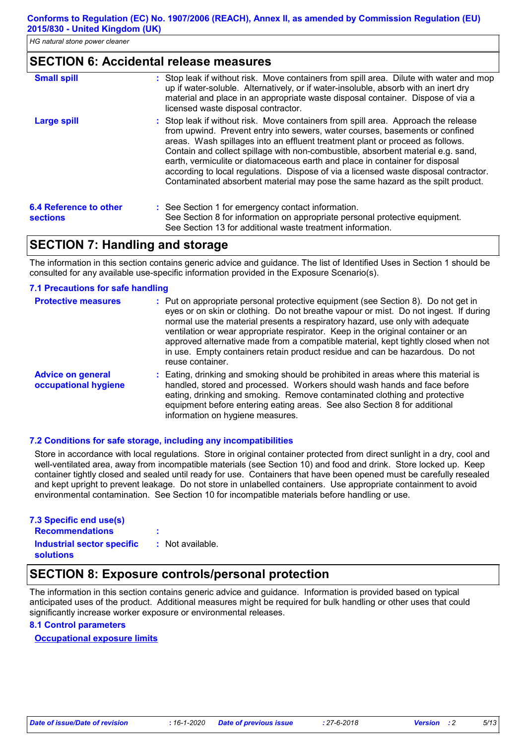## SECTION 6: Accidental release measures

| | |
|---|---|
| **Small spill** | Stop leak if without risk. Move containers from spill area. Dilute with water and mop up if water-soluble. Alternatively, or if water-insoluble, absorb with an inert dry material and place in an appropriate waste disposal container. Dispose of via a licensed waste disposal contractor. |
| **Large spill** | Stop leak if without risk. Move containers from spill area. Approach the release from upwind. Prevent entry into sewers, water courses, basements or confined areas. Wash spillages into an effluent treatment plant or proceed as follows. Contain and collect spillage with non-combustible, absorbent material e.g. sand, earth, vermiculite or diatomaceous earth and place in container for disposal according to local regulations. Dispose of via a licensed waste disposal contractor. Contaminated absorbent material may pose the same hazard as the spilt product. |

| | |
|---|---|
| **6.4 Reference to other sections** | See Section 1 for emergency contact information.<br>See Section 8 for information on appropriate personal protective equipment.<br>See Section 13 for additional waste treatment information. |

## SECTION 7: Handling and storage

The information in this section contains generic advice and guidance. The list of Identified Uses in Section 1 should be consulted for any available use-specific information provided in the Exposure Scenario(s).

### 7.1 Precautions for safe handling

| | |
|---|---|
| **Protective measures** | Put on appropriate personal protective equipment (see Section 8). Do not get in eyes or on skin or clothing. Do not breathe vapour or mist. Do not ingest. If during normal use the material presents a respiratory hazard, use only with adequate ventilation or wear appropriate respirator. Keep in the original container or an approved alternative made from a compatible material, kept tightly closed when not in use. Empty containers retain product residue and can be hazardous. Do not reuse container. |
| **Advice on general occupational hygiene** | Eating, drinking and smoking should be prohibited in areas where this material is handled, stored and processed. Workers should wash hands and face before eating, drinking and smoking. Remove contaminated clothing and protective equipment before entering eating areas. See also Section 8 for additional information on hygiene measures. |

### 7.2 Conditions for safe storage, including any incompatibilities

Store in accordance with local regulations. Store in original container protected from direct sunlight in a dry, cool and well-ventilated area, away from incompatible materials (see Section 10) and food and drink. Store locked up. Keep container tightly closed and sealed until ready for use. Containers that have been opened must be carefully resealed and kept upright to prevent leakage. Do not store in unlabelled containers. Use appropriate containment to avoid environmental contamination. See Section 10 for incompatible materials before handling or use.

### 7.3 Specific end use(s)

| | |
|---|---|
| **Recommendations** | |
| **Industrial sector specific solutions** | Not available. |

## SECTION 8: Exposure controls/personal protection

The information in this section contains generic advice and guidance. Information is provided based on typical anticipated uses of the product. Additional measures might be required for bulk handling or other uses that could significantly increase worker exposure or environmental releases.

### 8.1 Control parameters

**Occupational exposure limits**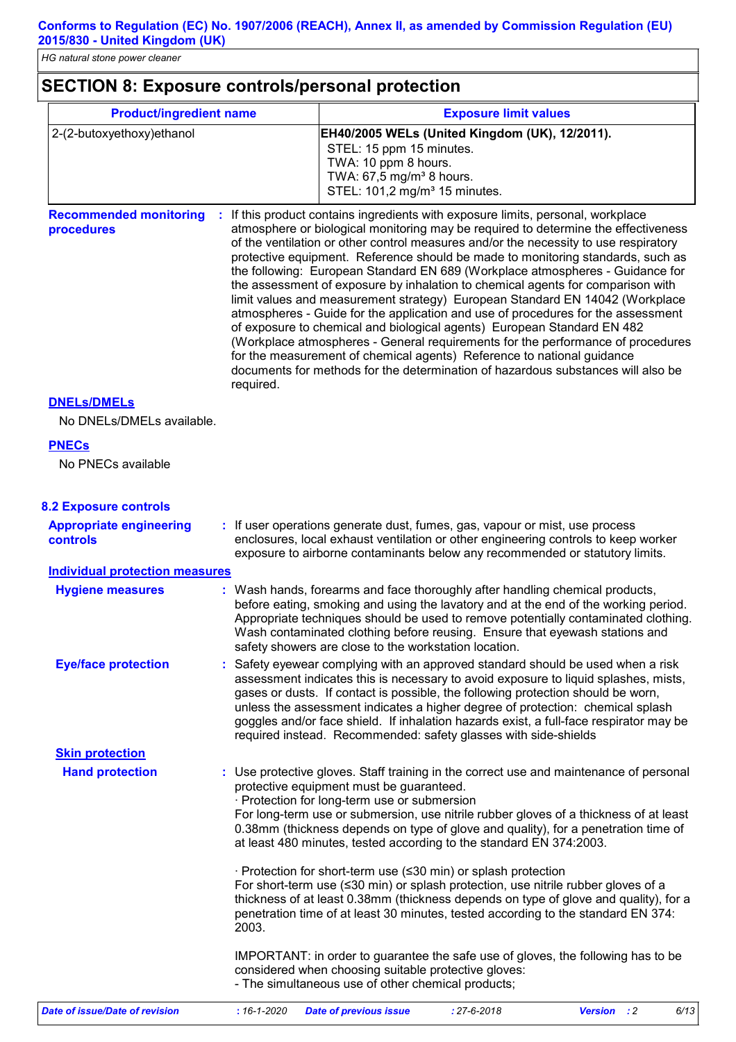## SECTION 8: Exposure controls/personal protection

| Product/ingredient name | Exposure limit values |
|---|---|
| 2-(2-butoxyethoxy)ethanol | **EH40/2005 WELs (United Kingdom (UK), 12/2011).**<br>STEL: 15 ppm 15 minutes.<br>TWA: 10 ppm 8 hours.<br>TWA: 67,5 mg/m³ 8 hours.<br>STEL: 101,2 mg/m³ 15 minutes. |

**Recommended monitoring procedures** : If this product contains ingredients with exposure limits, personal, workplace atmosphere or biological monitoring may be required to determine the effectiveness of the ventilation or other control measures and/or the necessity to use respiratory protective equipment. Reference should be made to monitoring standards, such as the following: European Standard EN 689 (Workplace atmospheres - Guidance for the assessment of exposure by inhalation to chemical agents for comparison with limit values and measurement strategy) European Standard EN 14042 (Workplace atmospheres - Guide for the application and use of procedures for the assessment of exposure to chemical and biological agents) European Standard EN 482 (Workplace atmospheres - General requirements for the performance of procedures for the measurement of chemical agents) Reference to national guidance documents for methods for the determination of hazardous substances will also be required.

**DNELs/DMELs**

No DNELs/DMELs available.

**PNECs**

No PNECs available

### 8.2 Exposure controls

**Appropriate engineering controls** : If user operations generate dust, fumes, gas, vapour or mist, use process enclosures, local exhaust ventilation or other engineering controls to keep worker exposure to airborne contaminants below any recommended or statutory limits.

**Individual protection measures**

**Hygiene measures** : Wash hands, forearms and face thoroughly after handling chemical products, before eating, smoking and using the lavatory and at the end of the working period. Appropriate techniques should be used to remove potentially contaminated clothing. Wash contaminated clothing before reusing. Ensure that eyewash stations and safety showers are close to the workstation location.

**Eye/face protection** : Safety eyewear complying with an approved standard should be used when a risk assessment indicates this is necessary to avoid exposure to liquid splashes, mists, gases or dusts. If contact is possible, the following protection should be worn, unless the assessment indicates a higher degree of protection: chemical splash goggles and/or face shield. If inhalation hazards exist, a full-face respirator may be required instead. Recommended: safety glasses with side-shields

**Skin protection**

**Hand protection** : Use protective gloves. Staff training in the correct use and maintenance of personal protective equipment must be guaranteed.
· Protection for long-term use or submersion
For long-term use or submersion, use nitrile rubber gloves of a thickness of at least 0.38mm (thickness depends on type of glove and quality), for a penetration time of at least 480 minutes, tested according to the standard EN 374:2003.

· Protection for short-term use (≤30 min) or splash protection
For short-term use (≤30 min) or splash protection, use nitrile rubber gloves of a thickness of at least 0.38mm (thickness depends on type of glove and quality), for a penetration time of at least 30 minutes, tested according to the standard EN 374: 2003.

IMPORTANT: in order to guarantee the safe use of gloves, the following has to be considered when choosing suitable protective gloves:
- The simultaneous use of other chemical products;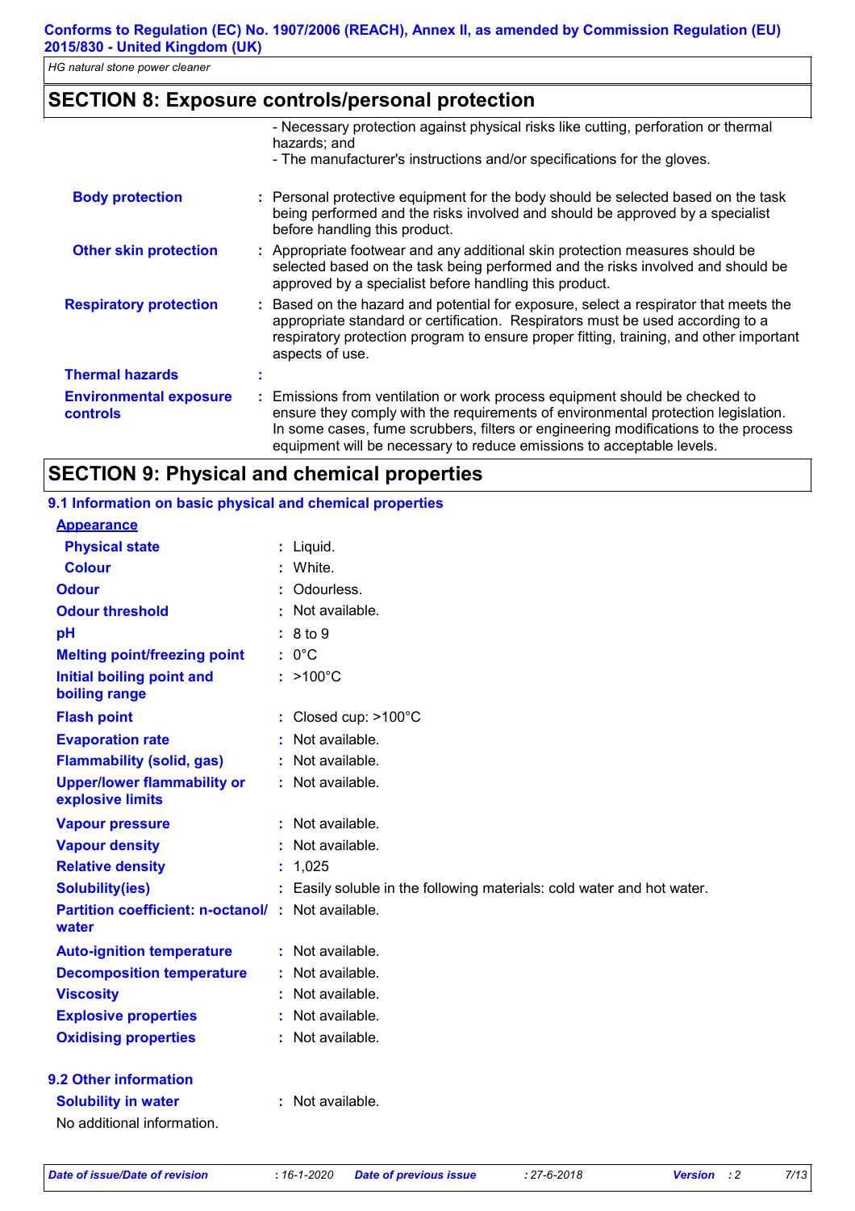## SECTION 8: Exposure controls/personal protection

- Necessary protection against physical risks like cutting, perforation or thermal hazards; and
- The manufacturer's instructions and/or specifications for the gloves.

**Body protection** : Personal protective equipment for the body should be selected based on the task being performed and the risks involved and should be approved by a specialist before handling this product.

**Other skin protection** : Appropriate footwear and any additional skin protection measures should be selected based on the task being performed and the risks involved and should be approved by a specialist before handling this product.

**Respiratory protection** : Based on the hazard and potential for exposure, select a respirator that meets the appropriate standard or certification. Respirators must be used according to a respiratory protection program to ensure proper fitting, training, and other important aspects of use.

**Thermal hazards** :

**Environmental exposure controls** : Emissions from ventilation or work process equipment should be checked to ensure they comply with the requirements of environmental protection legislation. In some cases, fume scrubbers, filters or engineering modifications to the process equipment will be necessary to reduce emissions to acceptable levels.

## SECTION 9: Physical and chemical properties

### 9.1 Information on basic physical and chemical properties

**Appearance**

| Property | Value |
|---|---|
| Physical state | Liquid. |
| Colour | White. |
| Odour | Odourless. |
| Odour threshold | Not available. |
| pH | 8 to 9 |
| Melting point/freezing point | 0°C |
| Initial boiling point and boiling range | >100°C |
| Flash point | Closed cup: >100°C |
| Evaporation rate | Not available. |
| Flammability (solid, gas) | Not available. |
| Upper/lower flammability or explosive limits | Not available. |
| Vapour pressure | Not available. |
| Vapour density | Not available. |
| Relative density | 1,025 |
| Solubility(ies) | Easily soluble in the following materials: cold water and hot water. |
| Partition coefficient: n-octanol/ water | Not available. |
| Auto-ignition temperature | Not available. |
| Decomposition temperature | Not available. |
| Viscosity | Not available. |
| Explosive properties | Not available. |
| Oxidising properties | Not available. |

### 9.2 Other information

**Solubility in water** : Not available.

No additional information.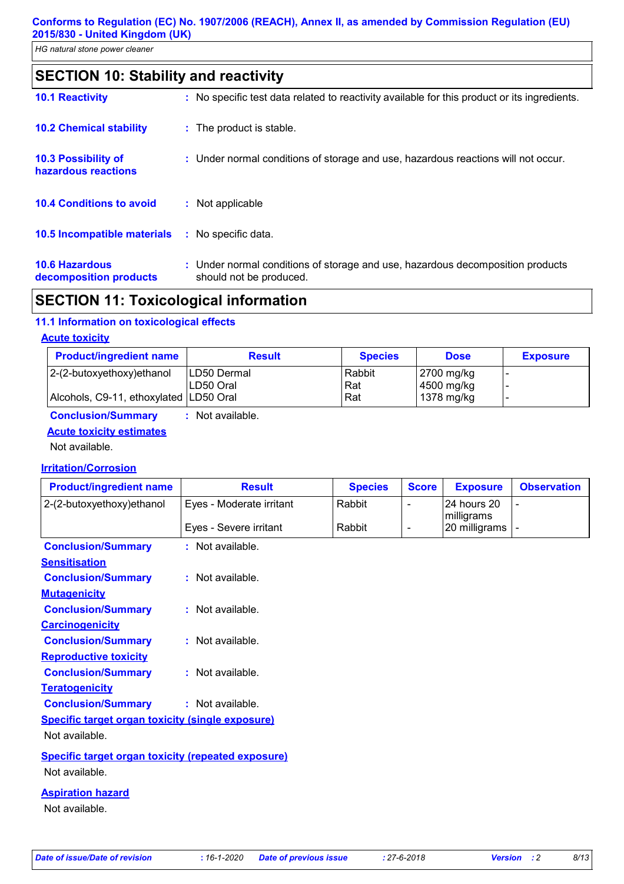## SECTION 10: Stability and reactivity

**10.1 Reactivity** : No specific test data related to reactivity available for this product or its ingredients.

**10.2 Chemical stability** : The product is stable.

**10.3 Possibility of hazardous reactions** : Under normal conditions of storage and use, hazardous reactions will not occur.

**10.4 Conditions to avoid** : Not applicable

**10.5 Incompatible materials** : No specific data.

**10.6 Hazardous decomposition products** : Under normal conditions of storage and use, hazardous decomposition products should not be produced.

## SECTION 11: Toxicological information

### 11.1 Information on toxicological effects

**Acute toxicity**

| Product/ingredient name | Result | Species | Dose | Exposure |
|---|---|---|---|---|
| 2-(2-butoxyethoxy)ethanol | LD50 Dermal | Rabbit | 2700 mg/kg | - |
| | LD50 Oral | Rat | 4500 mg/kg | - |
| Alcohols, C9-11, ethoxylated | LD50 Oral | Rat | 1378 mg/kg | - |

**Conclusion/Summary** : Not available.

**Acute toxicity estimates**

Not available.

**Irritation/Corrosion**

| Product/ingredient name | Result | Species | Score | Exposure | Observation |
|---|---|---|---|---|---|
| 2-(2-butoxyethoxy)ethanol | Eyes - Moderate irritant | Rabbit | - | 24 hours 20 milligrams | - |
| | Eyes - Severe irritant | Rabbit | - | 20 milligrams | - |

**Conclusion/Summary** : Not available.

**Sensitisation**

**Conclusion/Summary** : Not available.

**Mutagenicity**

**Conclusion/Summary** : Not available.

**Carcinogenicity**

**Conclusion/Summary** : Not available.

**Reproductive toxicity**

**Conclusion/Summary** : Not available.

**Teratogenicity**

**Conclusion/Summary** : Not available.

**Specific target organ toxicity (single exposure)**

Not available.

**Specific target organ toxicity (repeated exposure)**

Not available.

**Aspiration hazard**

Not available.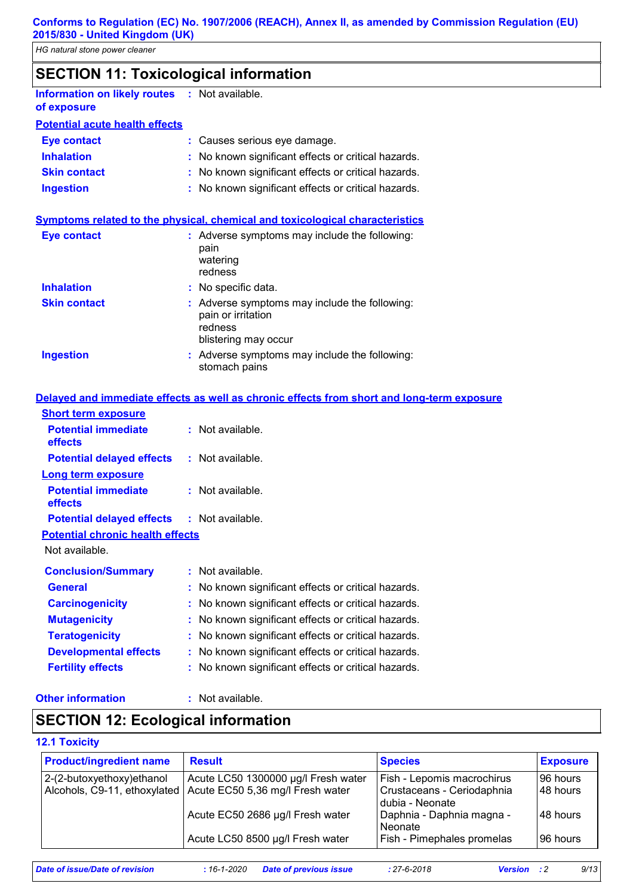# SECTION 11: Toxicological information

**Information on likely routes of exposure** : Not available.

**Potential acute health effects**

**Eye contact** : Causes serious eye damage.
**Inhalation** : No known significant effects or critical hazards.
**Skin contact** : No known significant effects or critical hazards.
**Ingestion** : No known significant effects or critical hazards.

**Symptoms related to the physical, chemical and toxicological characteristics**

**Eye contact** : Adverse symptoms may include the following:
pain
watering
redness

**Inhalation** : No specific data.

**Skin contact** : Adverse symptoms may include the following:
pain or irritation
redness
blistering may occur

**Ingestion** : Adverse symptoms may include the following:
stomach pains

**Delayed and immediate effects as well as chronic effects from short and long-term exposure**

**Short term exposure**

**Potential immediate effects** : Not available.
**Potential delayed effects** : Not available.

**Long term exposure**

**Potential immediate effects** : Not available.
**Potential delayed effects** : Not available.

**Potential chronic health effects**

Not available.

**Conclusion/Summary** : Not available.
**General** : No known significant effects or critical hazards.
**Carcinogenicity** : No known significant effects or critical hazards.
**Mutagenicity** : No known significant effects or critical hazards.
**Teratogenicity** : No known significant effects or critical hazards.
**Developmental effects** : No known significant effects or critical hazards.
**Fertility effects** : No known significant effects or critical hazards.

**Other information** : Not available.

# SECTION 12: Ecological information

## 12.1 Toxicity

| Product/ingredient name | Result | Species | Exposure |
|---|---|---|---|
| 2-(2-butoxyethoxy)ethanol | Acute LC50 1300000 µg/l Fresh water | Fish - Lepomis macrochirus | 96 hours |
| Alcohols, C9-11, ethoxylated | Acute EC50 5,36 mg/l Fresh water | Crustaceans - Ceriodaphnia dubia - Neonate | 48 hours |
| | Acute EC50 2686 µg/l Fresh water | Daphnia - Daphnia magna - Neonate | 48 hours |
| | Acute LC50 8500 µg/l Fresh water | Fish - Pimephales promelas | 96 hours |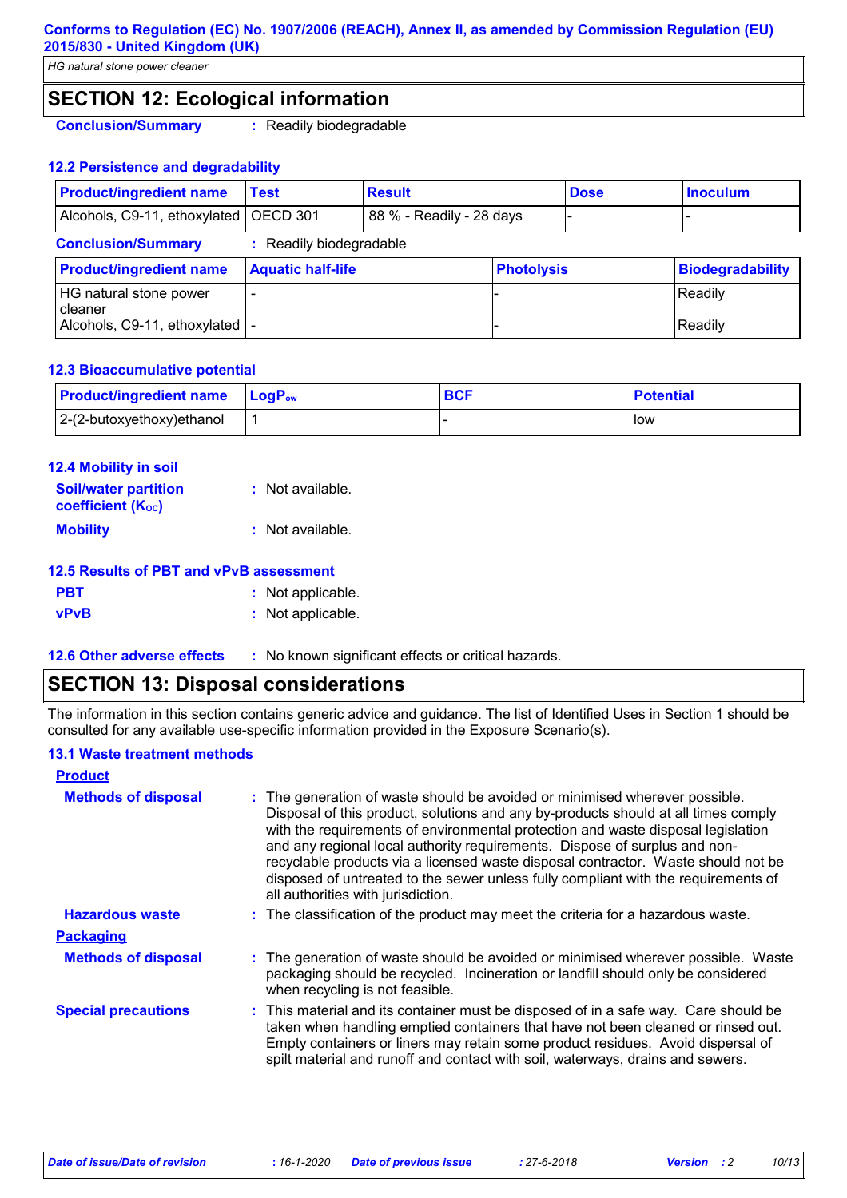## SECTION 12: Ecological information

**Conclusion/Summary** : Readily biodegradable

### 12.2 Persistence and degradability

| Product/ingredient name | Test | Result | Dose | Inoculum |
|---|---|---|---|---|
| Alcohols, C9-11, ethoxylated | OECD 301 | 88 % - Readily - 28 days | - | - |

**Conclusion/Summary** : Readily biodegradable

| Product/ingredient name | Aquatic half-life | Photolysis | Biodegradability |
|---|---|---|---|
| HG natural stone power cleaner | - | - | Readily |
| Alcohols, C9-11, ethoxylated | - | - | Readily |

### 12.3 Bioaccumulative potential

| Product/ingredient name | $LogP_{ow}$ | BCF | Potential |
|---|---|---|---|
| 2-(2-butoxyethoxy)ethanol | 1 | - | low |

### 12.4 Mobility in soil

**Soil/water partition coefficient ($K_{OC}$)** : Not available.

**Mobility** : Not available.

### 12.5 Results of PBT and vPvB assessment

**PBT** : Not applicable.

**vPvB** : Not applicable.

### 12.6 Other adverse effects

: No known significant effects or critical hazards.

## SECTION 13: Disposal considerations

The information in this section contains generic advice and guidance. The list of Identified Uses in Section 1 should be consulted for any available use-specific information provided in the Exposure Scenario(s).

### 13.1 Waste treatment methods

**Product**

**Methods of disposal** : The generation of waste should be avoided or minimised wherever possible. Disposal of this product, solutions and any by-products should at all times comply with the requirements of environmental protection and waste disposal legislation and any regional local authority requirements. Dispose of surplus and non-recyclable products via a licensed waste disposal contractor. Waste should not be disposed of untreated to the sewer unless fully compliant with the requirements of all authorities with jurisdiction.

**Hazardous waste** : The classification of the product may meet the criteria for a hazardous waste.

**Packaging**

**Methods of disposal** : The generation of waste should be avoided or minimised wherever possible. Waste packaging should be recycled. Incineration or landfill should only be considered when recycling is not feasible.

**Special precautions** : This material and its container must be disposed of in a safe way. Care should be taken when handling emptied containers that have not been cleaned or rinsed out. Empty containers or liners may retain some product residues. Avoid dispersal of spilt material and runoff and contact with soil, waterways, drains and sewers.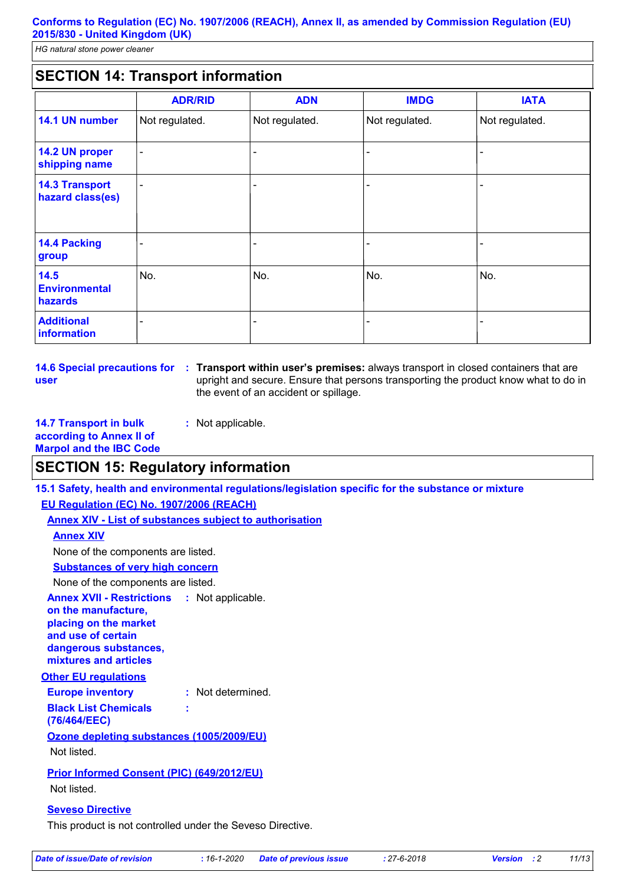## SECTION 14: Transport information

| | ADR/RID | ADN | IMDG | IATA |
|---|---|---|---|---|
| **14.1 UN number** | Not regulated. | Not regulated. | Not regulated. | Not regulated. |
| **14.2 UN proper shipping name** | - | - | - | - |
| **14.3 Transport hazard class(es)** | - | - | - | - |
| **14.4 Packing group** | - | - | - | - |
| **14.5 Environmental hazards** | No. | No. | No. | No. |
| **Additional information** | - | - | - | - |

**14.6 Special precautions for user** : **Transport within user's premises:** always transport in closed containers that are upright and secure. Ensure that persons transporting the product know what to do in the event of an accident or spillage.

**14.7 Transport in bulk according to Annex II of Marpol and the IBC Code** : Not applicable.

## SECTION 15: Regulatory information

### 15.1 Safety, health and environmental regulations/legislation specific for the substance or mixture

**EU Regulation (EC) No. 1907/2006 (REACH)**

**Annex XIV - List of substances subject to authorisation**

**Annex XIV**

None of the components are listed.

**Substances of very high concern**

None of the components are listed.

**Annex XVII - Restrictions on the manufacture, placing on the market and use of certain dangerous substances, mixtures and articles** : Not applicable.

**Other EU regulations**

**Europe inventory** : Not determined.

**Black List Chemicals (76/464/EEC)** :

**Ozone depleting substances (1005/2009/EU)**

Not listed.

**Prior Informed Consent (PIC) (649/2012/EU)**

Not listed.

**Seveso Directive**

This product is not controlled under the Seveso Directive.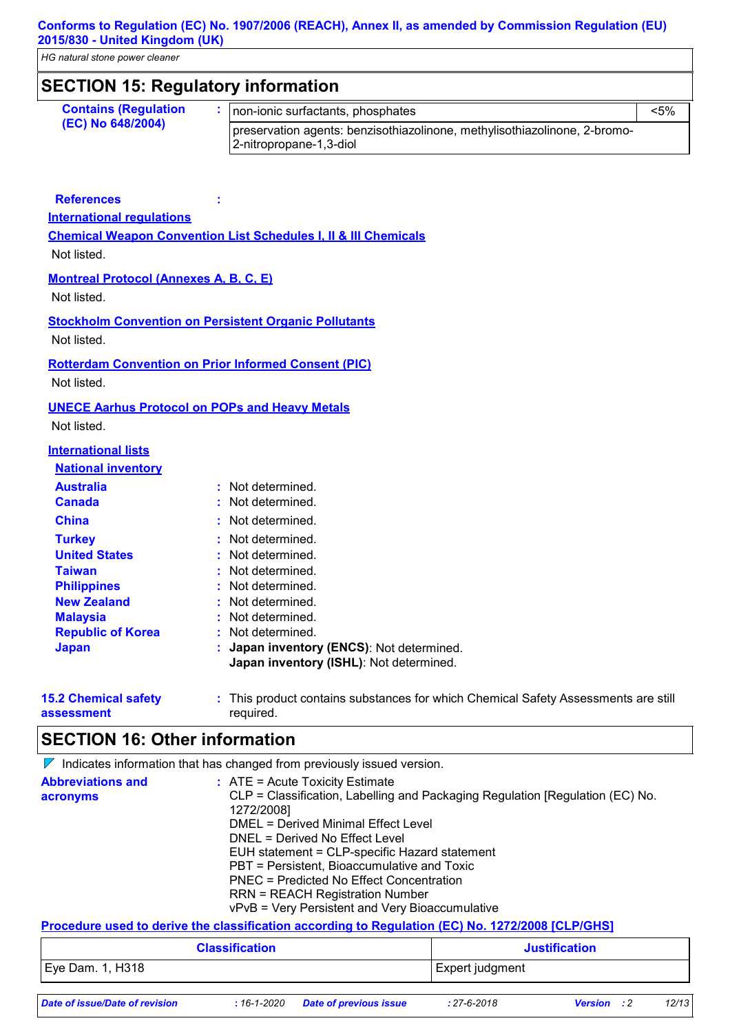## SECTION 15: Regulatory information

| Contains (Regulation (EC) No 648/2004) | : | non-ionic surfactants, phosphates | <5% |
|---|---|---|---|
| | | preservation agents: benzisothiazolinone, methylisothiazolinone, 2-bromo-2-nitropropane-1,3-diol | |

**References** :

**International regulations**

**Chemical Weapon Convention List Schedules I, II & III Chemicals**

Not listed.

**Montreal Protocol (Annexes A, B, C, E)**

Not listed.

**Stockholm Convention on Persistent Organic Pollutants**

Not listed.

**Rotterdam Convention on Prior Informed Consent (PIC)**

Not listed.

**UNECE Aarhus Protocol on POPs and Heavy Metals**

Not listed.

**International lists**

**National inventory**

**Australia** : Not determined.
**Canada** : Not determined.
**China** : Not determined.
**Turkey** : Not determined.
**United States** : Not determined.
**Taiwan** : Not determined.
**Philippines** : Not determined.
**New Zealand** : Not determined.
**Malaysia** : Not determined.
**Republic of Korea** : Not determined.
**Japan** : **Japan inventory (ENCS)**: Not determined.
**Japan inventory (ISHL)**: Not determined.

**15.2 Chemical safety assessment** : This product contains substances for which Chemical Safety Assessments are still required.

## SECTION 16: Other information

Indicates information that has changed from previously issued version.

**Abbreviations and acronyms** :
ATE = Acute Toxicity Estimate
CLP = Classification, Labelling and Packaging Regulation [Regulation (EC) No. 1272/2008]
DMEL = Derived Minimal Effect Level
DNEL = Derived No Effect Level
EUH statement = CLP-specific Hazard statement
PBT = Persistent, Bioaccumulative and Toxic
PNEC = Predicted No Effect Concentration
RRN = REACH Registration Number
vPvB = Very Persistent and Very Bioaccumulative

**Procedure used to derive the classification according to Regulation (EC) No. 1272/2008 [CLP/GHS]**

| Classification | Justification |
|---|---|
| Eye Dam. 1, H318 | Expert judgment |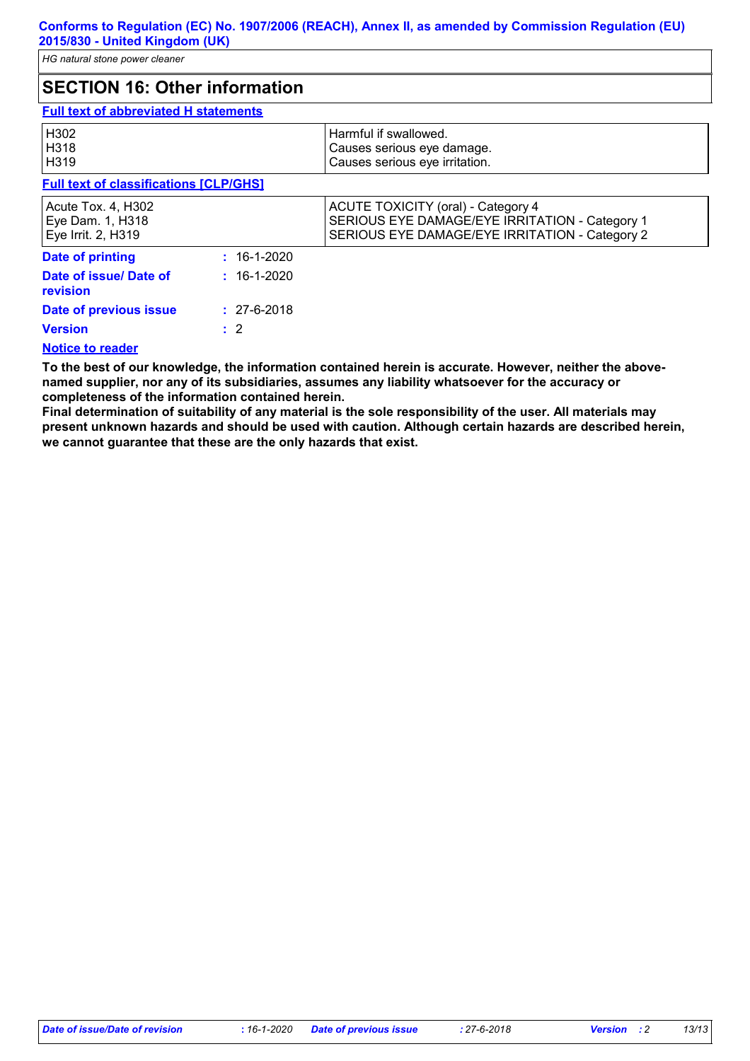## SECTION 16: Other information

**Full text of abbreviated H statements**

| | |
|---|---|
| H302<br>H318<br>H319 | Harmful if swallowed.<br>Causes serious eye damage.<br>Causes serious eye irritation. |

**Full text of classifications [CLP/GHS]**

| | |
|---|---|
| Acute Tox. 4, H302<br>Eye Dam. 1, H318<br>Eye Irrit. 2, H319 | ACUTE TOXICITY (oral) - Category 4<br>SERIOUS EYE DAMAGE/EYE IRRITATION - Category 1<br>SERIOUS EYE DAMAGE/EYE IRRITATION - Category 2 |

**Date of printing** : 16-1-2020

**Date of issue/ Date of revision** : 16-1-2020

**Date of previous issue** : 27-6-2018

**Version** : 2

**Notice to reader**

**To the best of our knowledge, the information contained herein is accurate. However, neither the above-named supplier, nor any of its subsidiaries, assumes any liability whatsoever for the accuracy or completeness of the information contained herein.**

**Final determination of suitability of any material is the sole responsibility of the user. All materials may present unknown hazards and should be used with caution. Although certain hazards are described herein, we cannot guarantee that these are the only hazards that exist.**